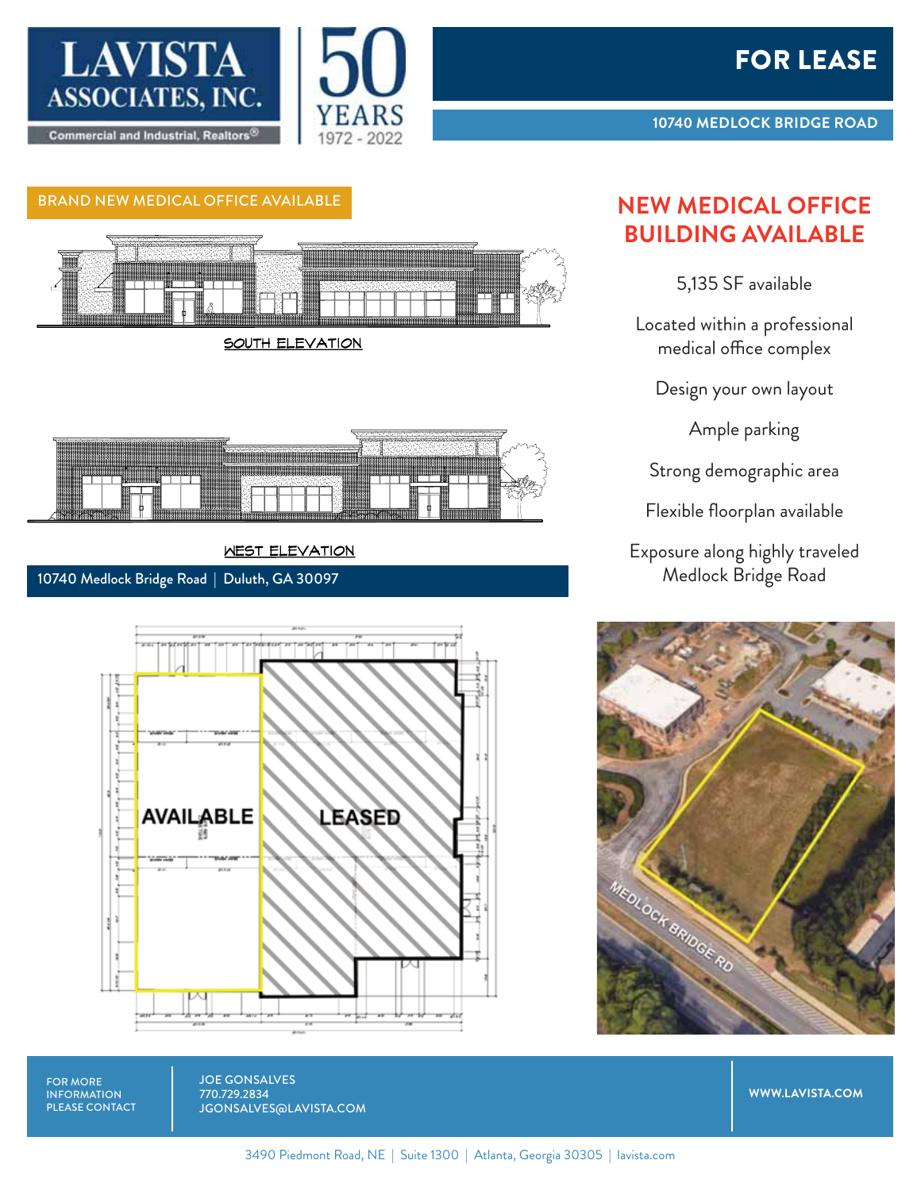LAVISTA ASSOCIATES, INC.

Commercial and Industrial, Realtors®

50 YEARS 1972 - 2022

# FOR LEASE

**10740 MEDLOCK BRIDGE ROAD**

BRAND NEW MEDICAL OFFICE AVAILABLE

SOUTH ELEVATION

WEST ELEVATION

10740 Medlock Bridge Road | Duluth, GA 30097

## NEW MEDICAL OFFICE BUILDING AVAILABLE

5,135 SF available

Located within a professional medical office complex

Design your own layout

Ample parking

Strong demographic area

Flexible floorplan available

Exposure along highly traveled Medlock Bridge Road

AVAILABLE

LEASED

MEDLOCK BRIDGE RD

FOR MORE INFORMATION PLEASE CONTACT

JOE GONSALVES
770.729.2834
JGONSALVES@LAVISTA.COM

WWW.LAVISTA.COM

3490 Piedmont Road, NE | Suite 1300 | Atlanta, Georgia 30305 | lavista.com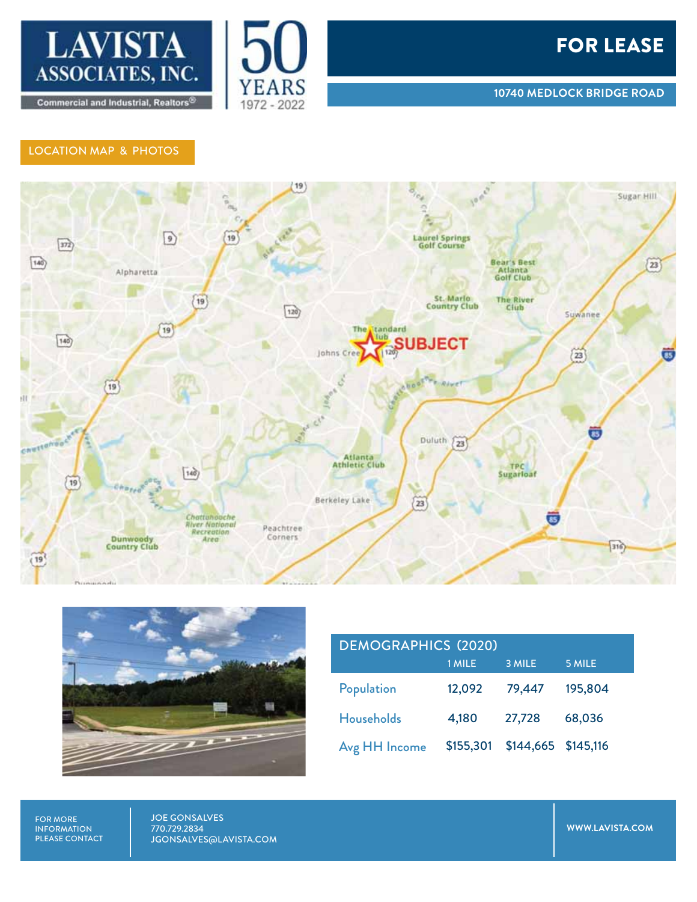**LAVISTA ASSOCIATES, INC.**
Commercial and Industrial, Realtors®

50 YEARS 1972 - 2022

# FOR LEASE

**10740 MEDLOCK BRIDGE ROAD**

## LOCATION MAP & PHOTOS

| DEMOGRAPHICS (2020) | 1 MILE | 3 MILE | 5 MILE |
|---|---|---|---|
| Population | 12,092 | 79,447 | 195,804 |
| Households | 4,180 | 27,728 | 68,036 |
| Avg HH Income | $155,301 | $144,665 | $145,116 |

FOR MORE INFORMATION PLEASE CONTACT

JOE GONSALVES
770.729.2834
JGONSALVES@LAVISTA.COM

WWW.LAVISTA.COM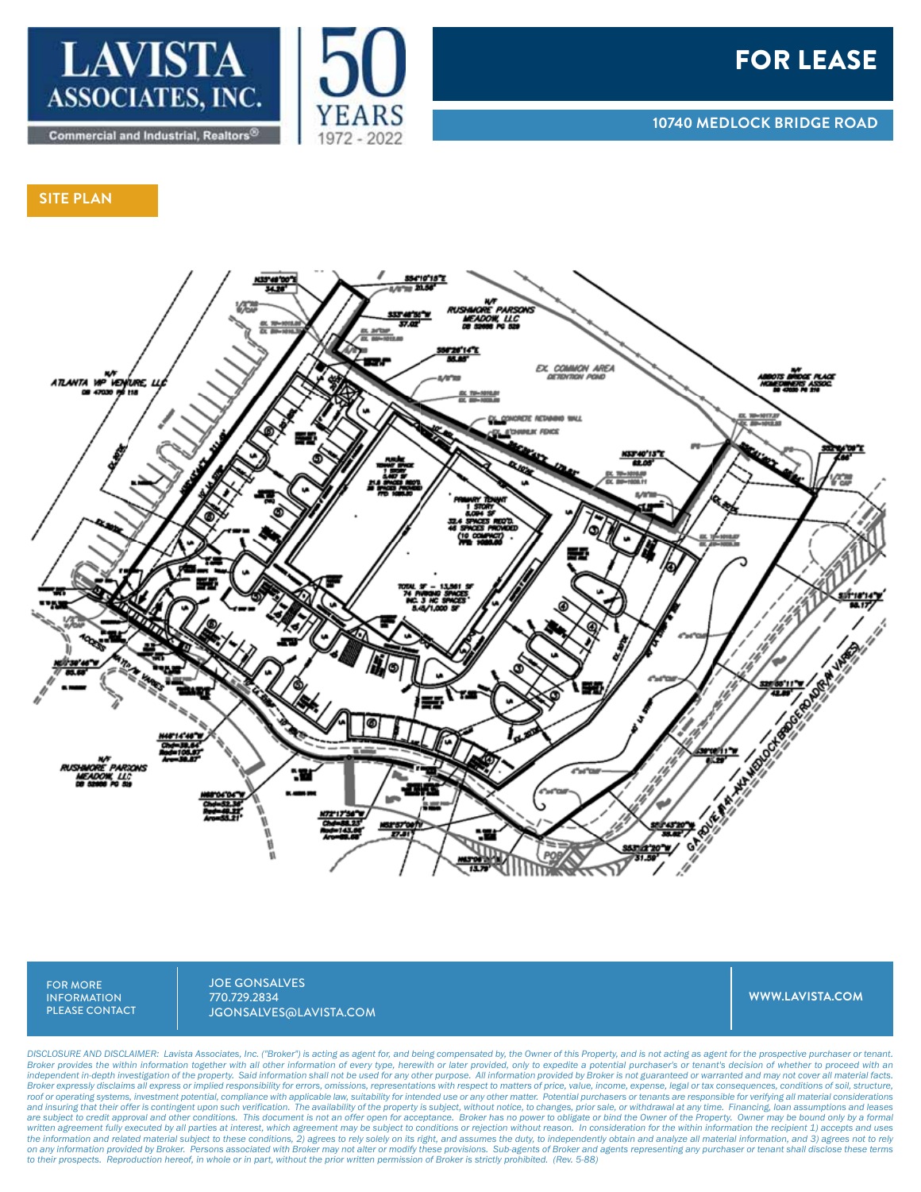LAVISTA ASSOCIATES, INC.

Commercial and Industrial, Realtors®

50 YEARS 1972 - 2022

# FOR LEASE

**10740 MEDLOCK BRIDGE ROAD**

## SITE PLAN

FOR MORE INFORMATION PLEASE CONTACT

JOE GONSALVES
770.729.2834
JGONSALVES@LAVISTA.COM

WWW.LAVISTA.COM

*DISCLOSURE AND DISCLAIMER: Lavista Associates, Inc. ("Broker") is acting as agent for, and being compensated by, the Owner of this Property, and is not acting as agent for the prospective purchaser or tenant. Broker provides the within information together with all other information of every type, herewith or later provided, only to expedite a potential purchaser's or tenant's decision of whether to proceed with an independent in-depth investigation of the property. Said information shall not be used for any other purpose. All information provided by Broker is not guaranteed or warranted and may not cover all material facts. Broker expressly disclaims all express or implied responsibility for errors, omissions, representations with respect to matters of price, value, income, expense, legal or tax consequences, conditions of soil, structure, roof or operating systems, investment potential, compliance with applicable law, suitability for intended use or any other matter. Potential purchasers or tenants are responsible for verifying all material considerations and insuring that their offer is contingent upon such verification. The availability of the property is subject, without notice, to changes, prior sale, or withdrawal at any time. Financing, loan assumptions and leases are subject to credit approval and other conditions. This document is not an offer open for acceptance. Broker has no power to obligate or bind the Owner of the Property. Owner may be bound only by a formal written agreement fully executed by all parties at interest, which agreement may be subject to conditions or rejection without reason. In consideration for the within information the recipient 1) accepts and uses the information and related material subject to these conditions, 2) agrees to rely solely on its right, and assumes the duty, to independently obtain and analyze all material information, and 3) agrees not to rely on any information provided by Broker. Persons associated with Broker may not alter or modify these provisions. Sub-agents of Broker and agents representing any purchaser or tenant shall disclose these terms to their prospects. Reproduction hereof, in whole or in part, without the prior written permission of Broker is strictly prohibited. (Rev. 5-88)*